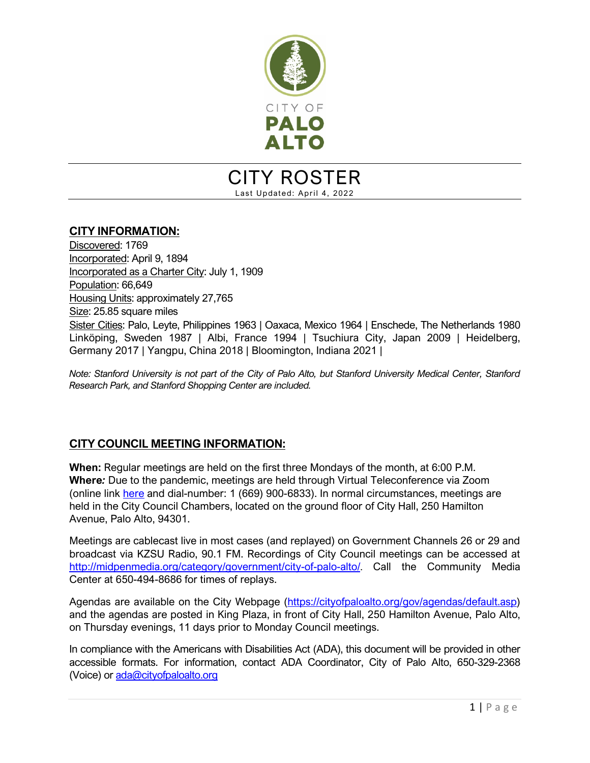CITY OF

PALO ALTO

# CITY ROSTER

Last Updated: April 4, 2022

## CITY INFORMATION:

Discovered: 1769
Incorporated: April 9, 1894
Incorporated as a Charter City: July 1, 1909
Population: 66,649
Housing Units: approximately 27,765
Size: 25.85 square miles
Sister Cities: Palo, Leyte, Philippines 1963 | Oaxaca, Mexico 1964 | Enschede, The Netherlands 1980 Linköping, Sweden 1987 | Albi, France 1994 | Tsuchiura City, Japan 2009 | Heidelberg, Germany 2017 | Yangpu, China 2018 | Bloomington, Indiana 2021 |

*Note: Stanford University is not part of the City of Palo Alto, but Stanford University Medical Center, Stanford Research Park, and Stanford Shopping Center are included.*

## CITY COUNCIL MEETING INFORMATION:

**When:** Regular meetings are held on the first three Mondays of the month, at 6:00 P.M.
**Where:** Due to the pandemic, meetings are held through Virtual Teleconference via Zoom (online link here and dial-number: 1 (669) 900-6833). In normal circumstances, meetings are held in the City Council Chambers, located on the ground floor of City Hall, 250 Hamilton Avenue, Palo Alto, 94301.

Meetings are cablecast live in most cases (and replayed) on Government Channels 26 or 29 and broadcast via KZSU Radio, 90.1 FM. Recordings of City Council meetings can be accessed at http://midpenmedia.org/category/government/city-of-palo-alto/. Call the Community Media Center at 650-494-8686 for times of replays.

Agendas are available on the City Webpage (https://cityofpaloalto.org/gov/agendas/default.asp) and the agendas are posted in King Plaza, in front of City Hall, 250 Hamilton Avenue, Palo Alto, on Thursday evenings, 11 days prior to Monday Council meetings.

In compliance with the Americans with Disabilities Act (ADA), this document will be provided in other accessible formats. For information, contact ADA Coordinator, City of Palo Alto, 650-329-2368 (Voice) or ada@cityofpaloalto.org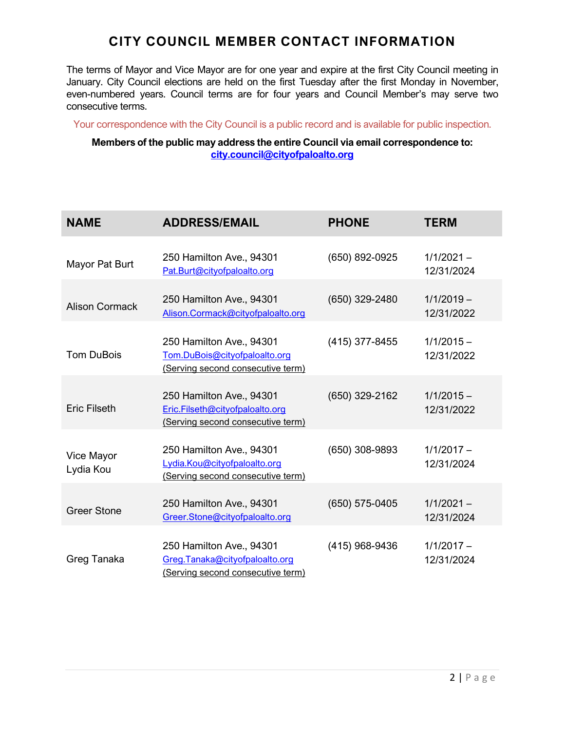# CITY COUNCIL MEMBER CONTACT INFORMATION

The terms of Mayor and Vice Mayor are for one year and expire at the first City Council meeting in January. City Council elections are held on the first Tuesday after the first Monday in November, even-numbered years. Council terms are for four years and Council Member's may serve two consecutive terms.

Your correspondence with the City Council is a public record and is available for public inspection.

**Members of the public may address the entire Council via email correspondence to:**
**city.council@cityofpaloalto.org**

| NAME | ADDRESS/EMAIL | PHONE | TERM |
|---|---|---|---|
| Mayor Pat Burt | 250 Hamilton Ave., 94301<br>Pat.Burt@cityofpaloalto.org | (650) 892-0925 | 1/1/2021 – 12/31/2024 |
| Alison Cormack | 250 Hamilton Ave., 94301<br>Alison.Cormack@cityofpaloalto.org | (650) 329-2480 | 1/1/2019 – 12/31/2022 |
| Tom DuBois | 250 Hamilton Ave., 94301<br>Tom.DuBois@cityofpaloalto.org<br>(Serving second consecutive term) | (415) 377-8455 | 1/1/2015 – 12/31/2022 |
| Eric Filseth | 250 Hamilton Ave., 94301<br>Eric.Filseth@cityofpaloalto.org<br>(Serving second consecutive term) | (650) 329-2162 | 1/1/2015 – 12/31/2022 |
| Vice Mayor Lydia Kou | 250 Hamilton Ave., 94301<br>Lydia.Kou@cityofpaloalto.org<br>(Serving second consecutive term) | (650) 308-9893 | 1/1/2017 – 12/31/2024 |
| Greer Stone | 250 Hamilton Ave., 94301<br>Greer.Stone@cityofpaloalto.org | (650) 575-0405 | 1/1/2021 – 12/31/2024 |
| Greg Tanaka | 250 Hamilton Ave., 94301<br>Greg.Tanaka@cityofpaloalto.org<br>(Serving second consecutive term) | (415) 968-9436 | 1/1/2017 – 12/31/2024 |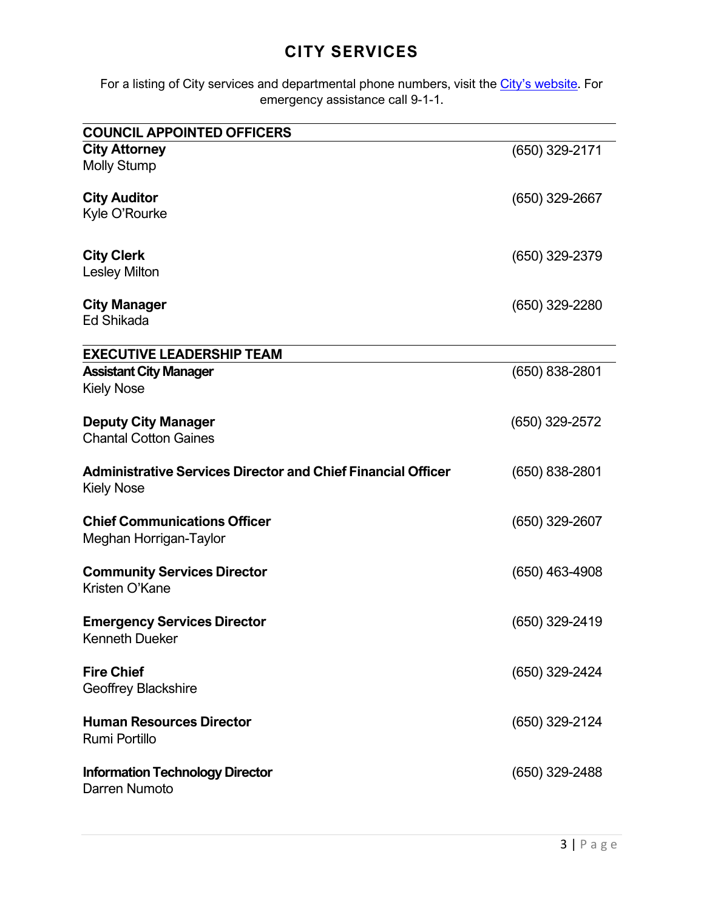# CITY SERVICES

For a listing of City services and departmental phone numbers, visit the City's website. For emergency assistance call 9-1-1.

## COUNCIL APPOINTED OFFICERS

**City Attorney** (650) 329-2171
Molly Stump

**City Auditor** (650) 329-2667
Kyle O'Rourke

**City Clerk** (650) 329-2379
Lesley Milton

**City Manager** (650) 329-2280
Ed Shikada

## EXECUTIVE LEADERSHIP TEAM

**Assistant City Manager** (650) 838-2801
Kiely Nose

**Deputy City Manager** (650) 329-2572
Chantal Cotton Gaines

**Administrative Services Director and Chief Financial Officer** (650) 838-2801
Kiely Nose

**Chief Communications Officer** (650) 329-2607
Meghan Horrigan-Taylor

**Community Services Director** (650) 463-4908
Kristen O'Kane

**Emergency Services Director** (650) 329-2419
Kenneth Dueker

**Fire Chief** (650) 329-2424
Geoffrey Blackshire

**Human Resources Director** (650) 329-2124
Rumi Portillo

**Information Technology Director** (650) 329-2488
Darren Numoto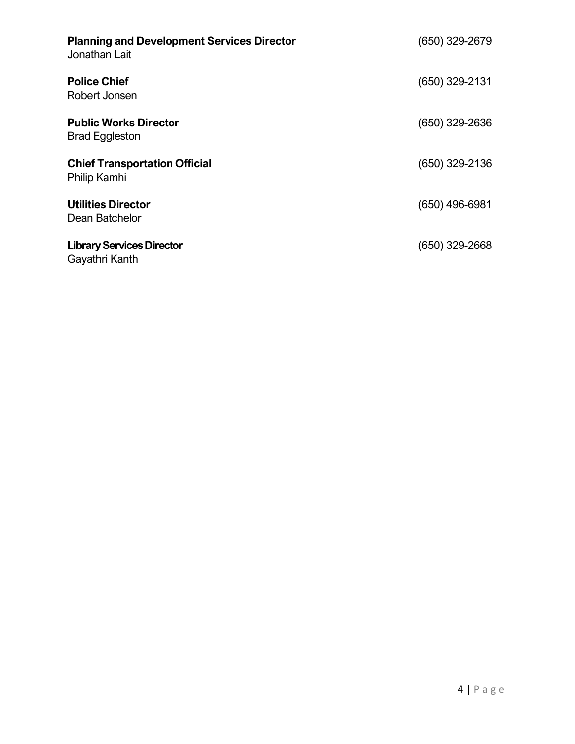**Planning and Development Services Director** (650) 329-2679
Jonathan Lait

**Police Chief** (650) 329-2131
Robert Jonsen

**Public Works Director** (650) 329-2636
Brad Eggleston

**Chief Transportation Official** (650) 329-2136
Philip Kamhi

**Utilities Director** (650) 496-6981
Dean Batchelor

**Library Services Director** (650) 329-2668
Gayathri Kanth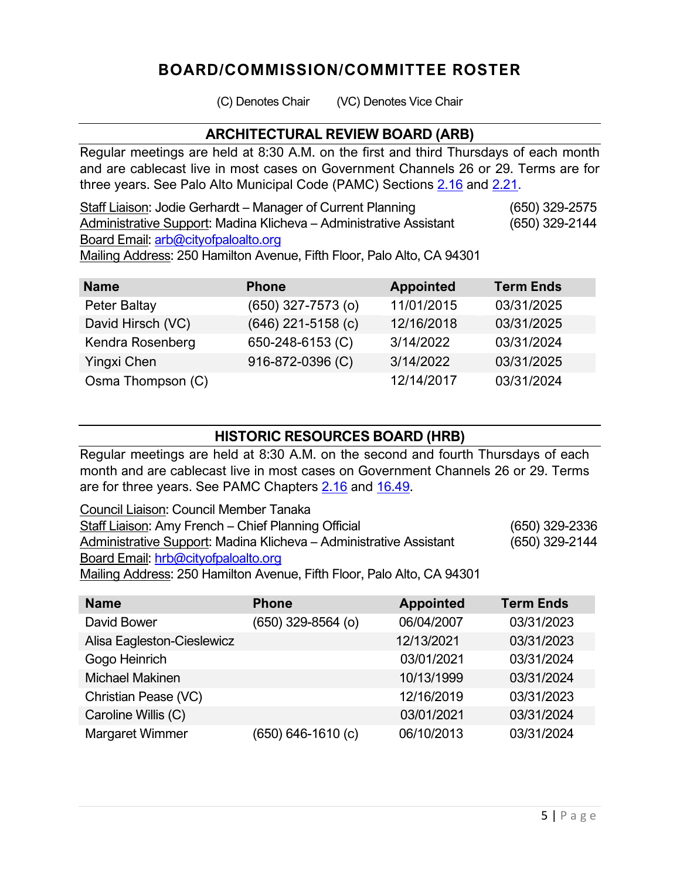# BOARD/COMMISSION/COMMITTEE ROSTER

(C) Denotes Chair (VC) Denotes Vice Chair

## ARCHITECTURAL REVIEW BOARD (ARB)

Regular meetings are held at 8:30 A.M. on the first and third Thursdays of each month and are cablecast live in most cases on Government Channels 26 or 29. Terms are for three years. See Palo Alto Municipal Code (PAMC) Sections 2.16 and 2.21.

Staff Liaison: Jodie Gerhardt – Manager of Current Planning (650) 329-2575
Administrative Support: Madina Klicheva – Administrative Assistant (650) 329-2144
Board Email: arb@cityofpaloalto.org
Mailing Address: 250 Hamilton Avenue, Fifth Floor, Palo Alto, CA 94301

| Name | Phone | Appointed | Term Ends |
|---|---|---|---|
| Peter Baltay | (650) 327-7573 (o) | 11/01/2015 | 03/31/2025 |
| David Hirsch (VC) | (646) 221-5158 (c) | 12/16/2018 | 03/31/2025 |
| Kendra Rosenberg | 650-248-6153 (C) | 3/14/2022 | 03/31/2024 |
| Yingxi Chen | 916-872-0396 (C) | 3/14/2022 | 03/31/2025 |
| Osma Thompson (C) | | 12/14/2017 | 03/31/2024 |

## HISTORIC RESOURCES BOARD (HRB)

Regular meetings are held at 8:30 A.M. on the second and fourth Thursdays of each month and are cablecast live in most cases on Government Channels 26 or 29. Terms are for three years. See PAMC Chapters 2.16 and 16.49.

Council Liaison: Council Member Tanaka
Staff Liaison: Amy French – Chief Planning Official (650) 329-2336
Administrative Support: Madina Klicheva – Administrative Assistant (650) 329-2144
Board Email: hrb@cityofpaloalto.org
Mailing Address: 250 Hamilton Avenue, Fifth Floor, Palo Alto, CA 94301

| Name | Phone | Appointed | Term Ends |
|---|---|---|---|
| David Bower | (650) 329-8564 (o) | 06/04/2007 | 03/31/2023 |
| Alisa Eagleston-Cieslewicz | | 12/13/2021 | 03/31/2023 |
| Gogo Heinrich | | 03/01/2021 | 03/31/2024 |
| Michael Makinen | | 10/13/1999 | 03/31/2024 |
| Christian Pease (VC) | | 12/16/2019 | 03/31/2023 |
| Caroline Willis (C) | | 03/01/2021 | 03/31/2024 |
| Margaret Wimmer | (650) 646-1610 (c) | 06/10/2013 | 03/31/2024 |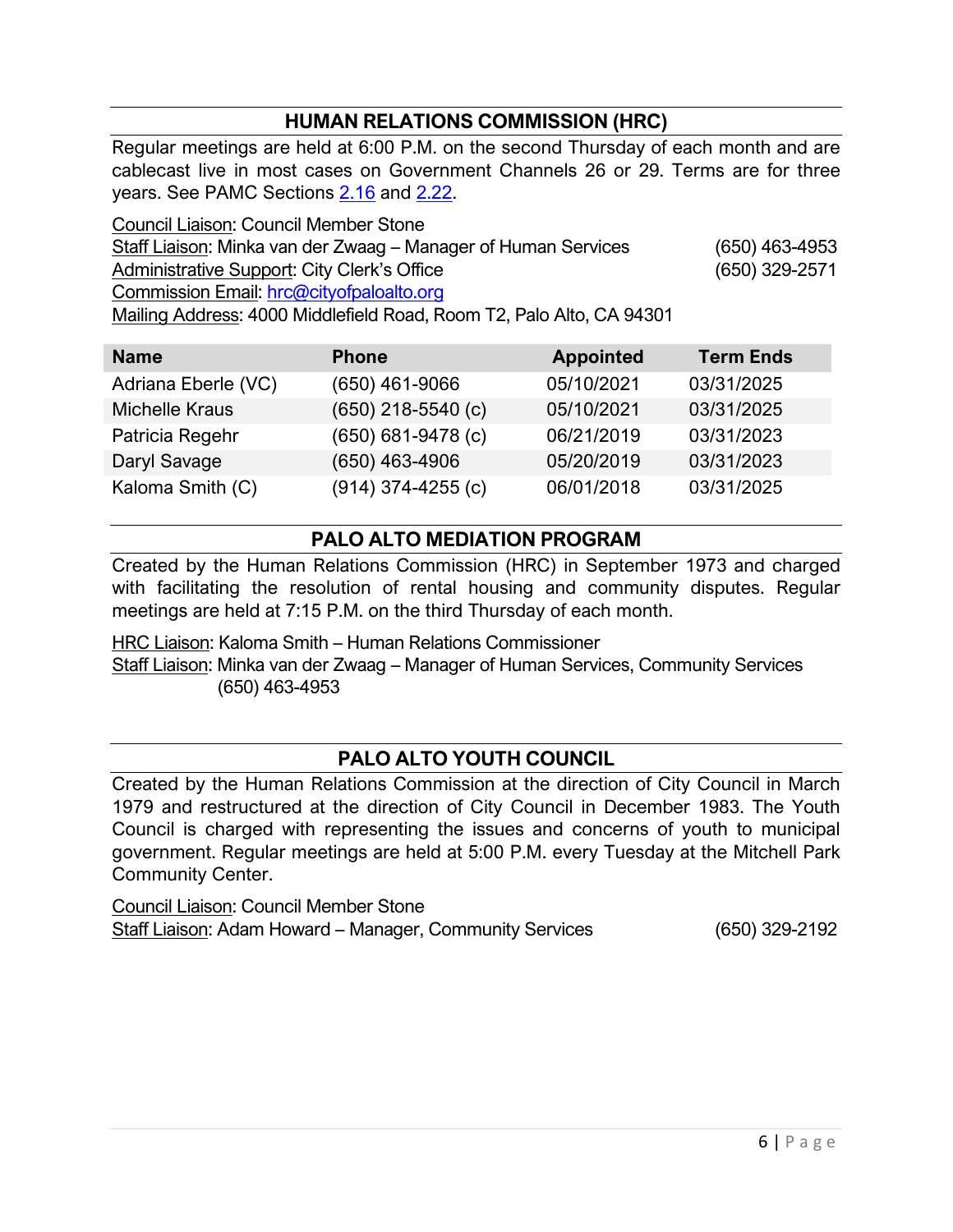## HUMAN RELATIONS COMMISSION (HRC)

Regular meetings are held at 6:00 P.M. on the second Thursday of each month and are cablecast live in most cases on Government Channels 26 or 29. Terms are for three years. See PAMC Sections [2.16]() and [2.22]().

Council Liaison: Council Member Stone
Staff Liaison: Minka van der Zwaag – Manager of Human Services (650) 463-4953
Administrative Support: City Clerk's Office (650) 329-2571
Commission Email: [hrc@cityofpaloalto.org](mailto:hrc@cityofpaloalto.org)
Mailing Address: 4000 Middlefield Road, Room T2, Palo Alto, CA 94301

| Name | Phone | Appointed | Term Ends |
|---|---|---|---|
| Adriana Eberle (VC) | (650) 461-9066 | 05/10/2021 | 03/31/2025 |
| Michelle Kraus | (650) 218-5540 (c) | 05/10/2021 | 03/31/2025 |
| Patricia Regehr | (650) 681-9478 (c) | 06/21/2019 | 03/31/2023 |
| Daryl Savage | (650) 463-4906 | 05/20/2019 | 03/31/2023 |
| Kaloma Smith (C) | (914) 374-4255 (c) | 06/01/2018 | 03/31/2025 |

## PALO ALTO MEDIATION PROGRAM

Created by the Human Relations Commission (HRC) in September 1973 and charged with facilitating the resolution of rental housing and community disputes. Regular meetings are held at 7:15 P.M. on the third Thursday of each month.

HRC Liaison: Kaloma Smith – Human Relations Commissioner
Staff Liaison: Minka van der Zwaag – Manager of Human Services, Community Services
(650) 463-4953

## PALO ALTO YOUTH COUNCIL

Created by the Human Relations Commission at the direction of City Council in March 1979 and restructured at the direction of City Council in December 1983. The Youth Council is charged with representing the issues and concerns of youth to municipal government. Regular meetings are held at 5:00 P.M. every Tuesday at the Mitchell Park Community Center.

Council Liaison: Council Member Stone
Staff Liaison: Adam Howard – Manager, Community Services (650) 329-2192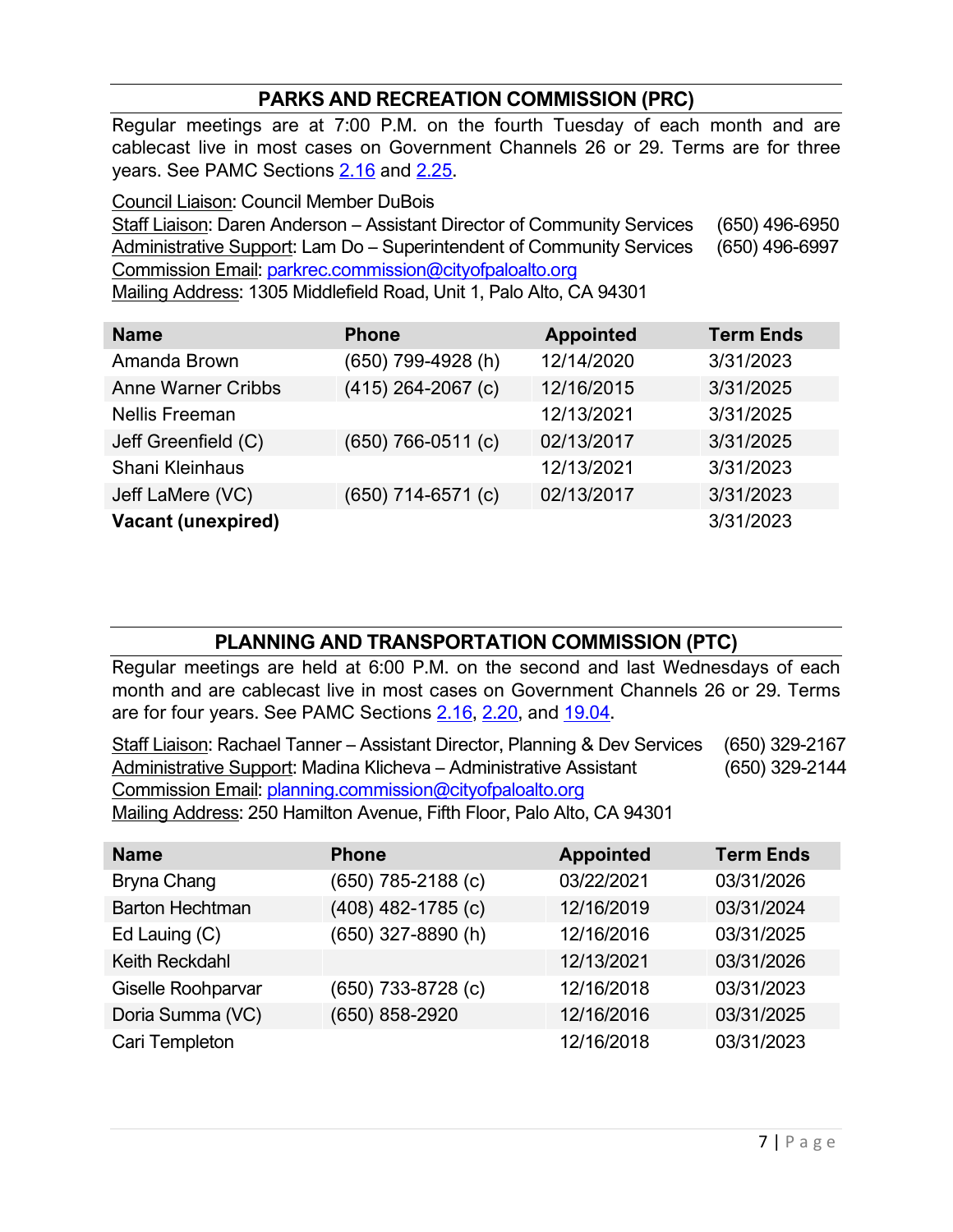## PARKS AND RECREATION COMMISSION (PRC)

Regular meetings are at 7:00 P.M. on the fourth Tuesday of each month and are cablecast live in most cases on Government Channels 26 or 29. Terms are for three years. See PAMC Sections 2.16 and 2.25.

Council Liaison: Council Member DuBois
Staff Liaison: Daren Anderson – Assistant Director of Community Services (650) 496-6950
Administrative Support: Lam Do – Superintendent of Community Services (650) 496-6997
Commission Email: parkrec.commission@cityofpaloalto.org
Mailing Address: 1305 Middlefield Road, Unit 1, Palo Alto, CA 94301

| Name | Phone | Appointed | Term Ends |
|---|---|---|---|
| Amanda Brown | (650) 799-4928 (h) | 12/14/2020 | 3/31/2023 |
| Anne Warner Cribbs | (415) 264-2067 (c) | 12/16/2015 | 3/31/2025 |
| Nellis Freeman | | 12/13/2021 | 3/31/2025 |
| Jeff Greenfield (C) | (650) 766-0511 (c) | 02/13/2017 | 3/31/2025 |
| Shani Kleinhaus | | 12/13/2021 | 3/31/2023 |
| Jeff LaMere (VC) | (650) 714-6571 (c) | 02/13/2017 | 3/31/2023 |
| **Vacant (unexpired)** | | | 3/31/2023 |

## PLANNING AND TRANSPORTATION COMMISSION (PTC)

Regular meetings are held at 6:00 P.M. on the second and last Wednesdays of each month and are cablecast live in most cases on Government Channels 26 or 29. Terms are for four years. See PAMC Sections 2.16, 2.20, and 19.04.

Staff Liaison: Rachael Tanner – Assistant Director, Planning & Dev Services (650) 329-2167
Administrative Support: Madina Klicheva – Administrative Assistant (650) 329-2144
Commission Email: planning.commission@cityofpaloalto.org
Mailing Address: 250 Hamilton Avenue, Fifth Floor, Palo Alto, CA 94301

| Name | Phone | Appointed | Term Ends |
|---|---|---|---|
| Bryna Chang | (650) 785-2188 (c) | 03/22/2021 | 03/31/2026 |
| Barton Hechtman | (408) 482-1785 (c) | 12/16/2019 | 03/31/2024 |
| Ed Lauing (C) | (650) 327-8890 (h) | 12/16/2016 | 03/31/2025 |
| Keith Reckdahl | | 12/13/2021 | 03/31/2026 |
| Giselle Roohparvar | (650) 733-8728 (c) | 12/16/2018 | 03/31/2023 |
| Doria Summa (VC) | (650) 858-2920 | 12/16/2016 | 03/31/2025 |
| Cari Templeton | | 12/16/2018 | 03/31/2023 |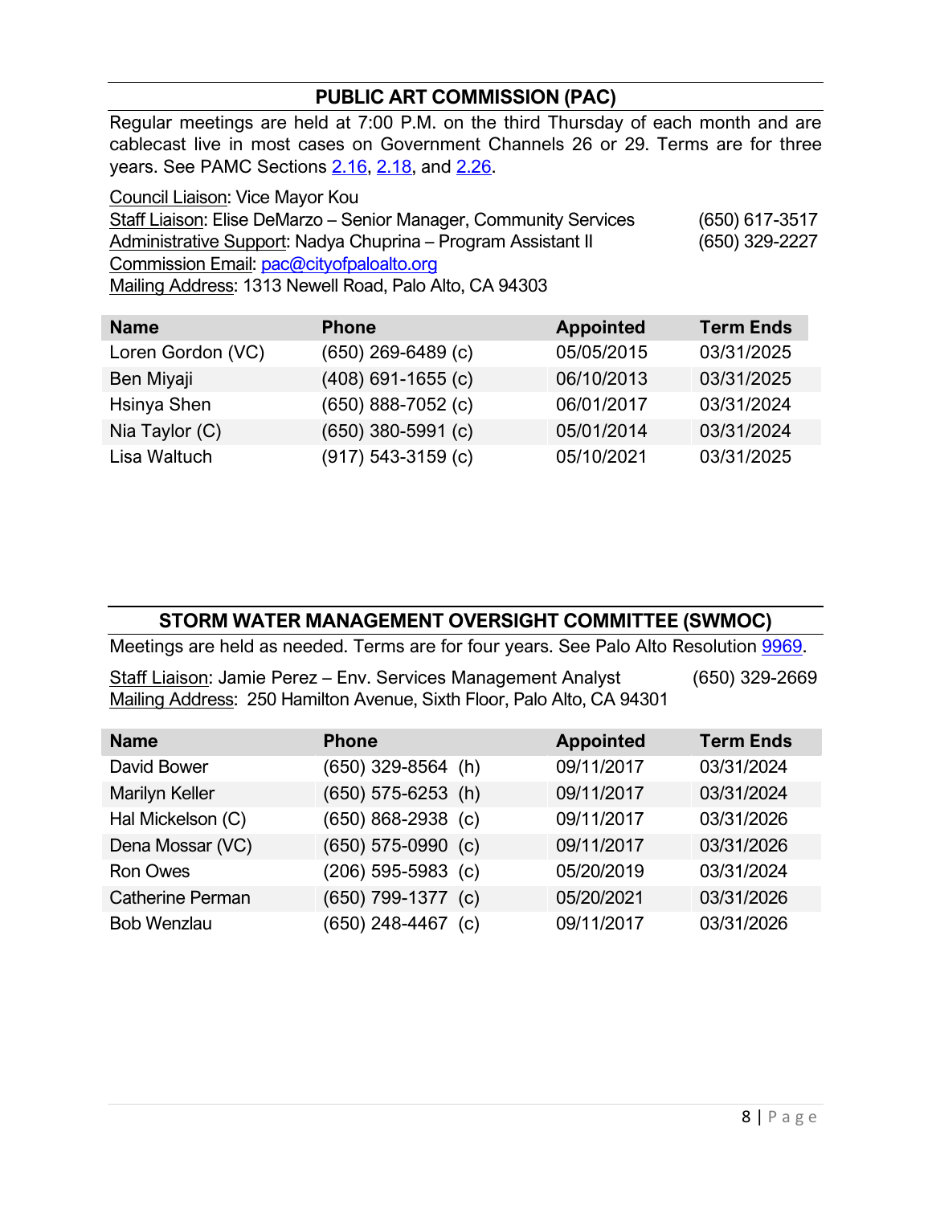## PUBLIC ART COMMISSION (PAC)

Regular meetings are held at 7:00 P.M. on the third Thursday of each month and are cablecast live in most cases on Government Channels 26 or 29. Terms are for three years. See PAMC Sections 2.16, 2.18, and 2.26.

Council Liaison: Vice Mayor Kou
Staff Liaison: Elise DeMarzo – Senior Manager, Community Services (650) 617-3517
Administrative Support: Nadya Chuprina – Program Assistant II (650) 329-2227
Commission Email: pac@cityofpaloalto.org
Mailing Address: 1313 Newell Road, Palo Alto, CA 94303

| Name | Phone | Appointed | Term Ends |
|---|---|---|---|
| Loren Gordon (VC) | (650) 269-6489 (c) | 05/05/2015 | 03/31/2025 |
| Ben Miyaji | (408) 691-1655 (c) | 06/10/2013 | 03/31/2025 |
| Hsinya Shen | (650) 888-7052 (c) | 06/01/2017 | 03/31/2024 |
| Nia Taylor (C) | (650) 380-5991 (c) | 05/01/2014 | 03/31/2024 |
| Lisa Waltuch | (917) 543-3159 (c) | 05/10/2021 | 03/31/2025 |

## STORM WATER MANAGEMENT OVERSIGHT COMMITTEE (SWMOC)

Meetings are held as needed. Terms are for four years. See Palo Alto Resolution 9969.

Staff Liaison: Jamie Perez – Env. Services Management Analyst (650) 329-2669
Mailing Address: 250 Hamilton Avenue, Sixth Floor, Palo Alto, CA 94301

| Name | Phone | Appointed | Term Ends |
|---|---|---|---|
| David Bower | (650) 329-8564 (h) | 09/11/2017 | 03/31/2024 |
| Marilyn Keller | (650) 575-6253 (h) | 09/11/2017 | 03/31/2024 |
| Hal Mickelson (C) | (650) 868-2938 (c) | 09/11/2017 | 03/31/2026 |
| Dena Mossar (VC) | (650) 575-0990 (c) | 09/11/2017 | 03/31/2026 |
| Ron Owes | (206) 595-5983 (c) | 05/20/2019 | 03/31/2024 |
| Catherine Perman | (650) 799-1377 (c) | 05/20/2021 | 03/31/2026 |
| Bob Wenzlau | (650) 248-4467 (c) | 09/11/2017 | 03/31/2026 |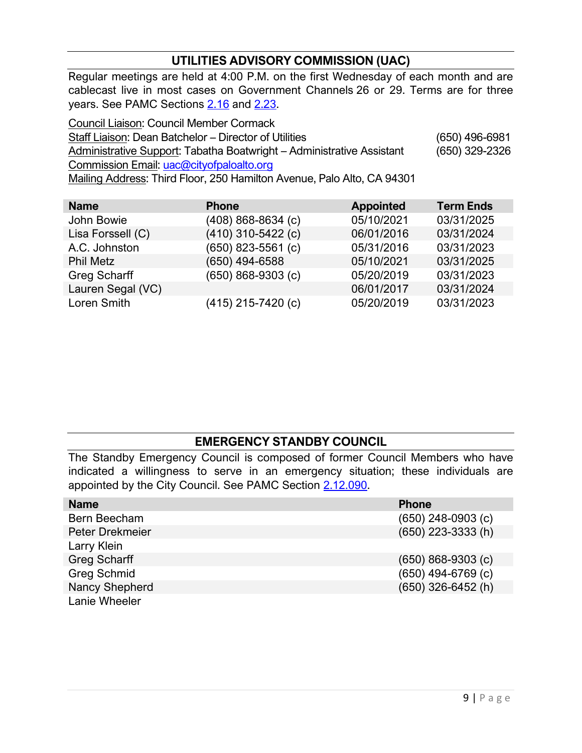## UTILITIES ADVISORY COMMISSION (UAC)

Regular meetings are held at 4:00 P.M. on the first Wednesday of each month and are cablecast live in most cases on Government Channels 26 or 29. Terms are for three years. See PAMC Sections 2.16 and 2.23.

Council Liaison: Council Member Cormack
Staff Liaison: Dean Batchelor – Director of Utilities (650) 496-6981
Administrative Support: Tabatha Boatwright – Administrative Assistant (650) 329-2326
Commission Email: uac@cityofpaloalto.org
Mailing Address: Third Floor, 250 Hamilton Avenue, Palo Alto, CA 94301

| Name | Phone | Appointed | Term Ends |
|---|---|---|---|
| John Bowie | (408) 868-8634 (c) | 05/10/2021 | 03/31/2025 |
| Lisa Forssell (C) | (410) 310-5422 (c) | 06/01/2016 | 03/31/2024 |
| A.C. Johnston | (650) 823-5561 (c) | 05/31/2016 | 03/31/2023 |
| Phil Metz | (650) 494-6588 | 05/10/2021 | 03/31/2025 |
| Greg Scharff | (650) 868-9303 (c) | 05/20/2019 | 03/31/2023 |
| Lauren Segal (VC) | | 06/01/2017 | 03/31/2024 |
| Loren Smith | (415) 215-7420 (c) | 05/20/2019 | 03/31/2023 |

## EMERGENCY STANDBY COUNCIL

The Standby Emergency Council is composed of former Council Members who have indicated a willingness to serve in an emergency situation; these individuals are appointed by the City Council. See PAMC Section 2.12.090.

| Name | Phone |
|---|---|
| Bern Beecham | (650) 248-0903 (c) |
| Peter Drekmeier | (650) 223-3333 (h) |
| Larry Klein | |
| Greg Scharff | (650) 868-9303 (c) |
| Greg Schmid | (650) 494-6769 (c) |
| Nancy Shepherd | (650) 326-6452 (h) |
| Lanie Wheeler | |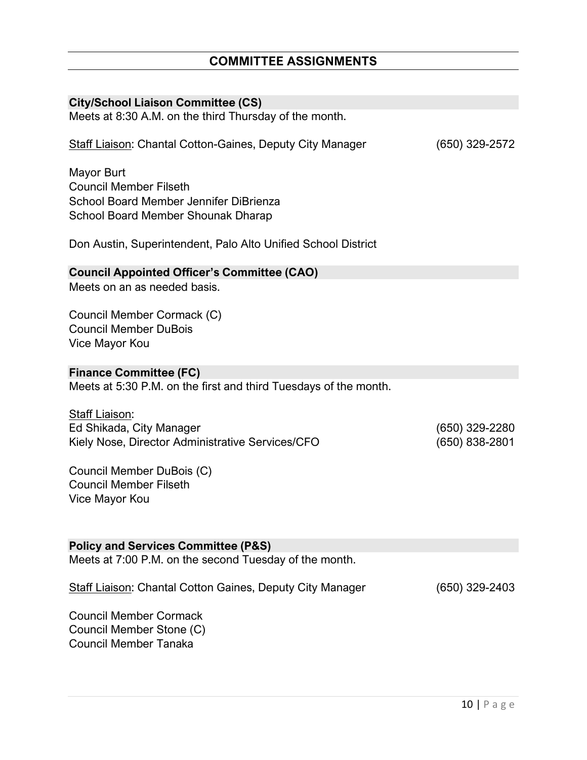## COMMITTEE ASSIGNMENTS

### City/School Liaison Committee (CS)

Meets at 8:30 A.M. on the third Thursday of the month.

Staff Liaison: Chantal Cotton-Gaines, Deputy City Manager (650) 329-2572

Mayor Burt
Council Member Filseth
School Board Member Jennifer DiBrienza
School Board Member Shounak Dharap

Don Austin, Superintendent, Palo Alto Unified School District

### Council Appointed Officer's Committee (CAO)

Meets on an as needed basis.

Council Member Cormack (C)
Council Member DuBois
Vice Mayor Kou

### Finance Committee (FC)

Meets at 5:30 P.M. on the first and third Tuesdays of the month.

Staff Liaison:
Ed Shikada, City Manager (650) 329-2280
Kiely Nose, Director Administrative Services/CFO (650) 838-2801

Council Member DuBois (C)
Council Member Filseth
Vice Mayor Kou

### Policy and Services Committee (P&S)

Meets at 7:00 P.M. on the second Tuesday of the month.

Staff Liaison: Chantal Cotton Gaines, Deputy City Manager (650) 329-2403

Council Member Cormack
Council Member Stone (C)
Council Member Tanaka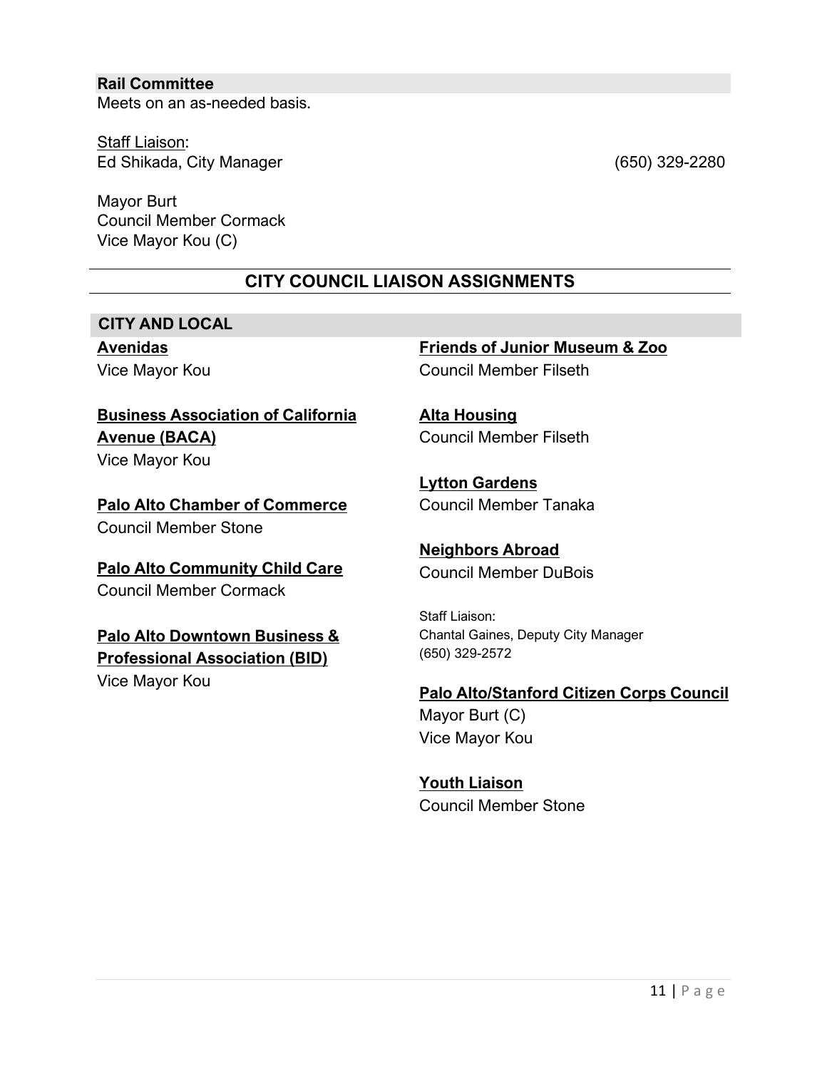**Rail Committee**

Meets on an as-needed basis.

Staff Liaison:
Ed Shikada, City Manager (650) 329-2280

Mayor Burt
Council Member Cormack
Vice Mayor Kou (C)

## CITY COUNCIL LIAISON ASSIGNMENTS

### CITY AND LOCAL

**Avenidas**
Vice Mayor Kou

**Business Association of California Avenue (BACA)**
Vice Mayor Kou

**Palo Alto Chamber of Commerce**
Council Member Stone

**Palo Alto Community Child Care**
Council Member Cormack

**Palo Alto Downtown Business & Professional Association (BID)**
Vice Mayor Kou

**Friends of Junior Museum & Zoo**
Council Member Filseth

**Alta Housing**
Council Member Filseth

**Lytton Gardens**
Council Member Tanaka

**Neighbors Abroad**
Council Member DuBois

Staff Liaison:
Chantal Gaines, Deputy City Manager
(650) 329-2572

**Palo Alto/Stanford Citizen Corps Council**
Mayor Burt (C)
Vice Mayor Kou

**Youth Liaison**
Council Member Stone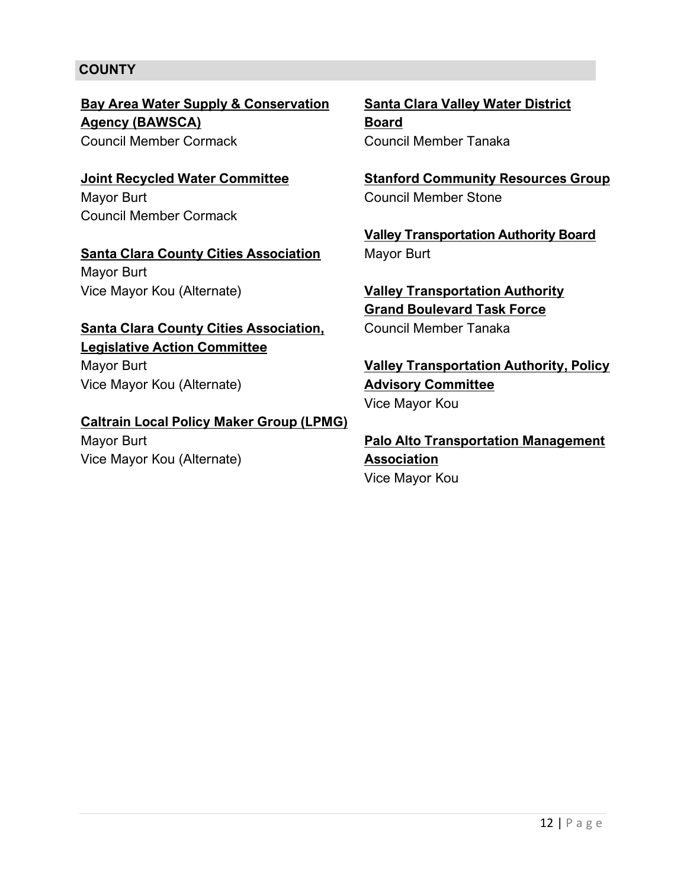## COUNTY

**Bay Area Water Supply & Conservation Agency (BAWSCA)**
Council Member Cormack

**Joint Recycled Water Committee**
Mayor Burt
Council Member Cormack

**Santa Clara County Cities Association**
Mayor Burt
Vice Mayor Kou (Alternate)

**Santa Clara County Cities Association, Legislative Action Committee**
Mayor Burt
Vice Mayor Kou (Alternate)

**Caltrain Local Policy Maker Group (LPMG)**
Mayor Burt
Vice Mayor Kou (Alternate)

**Santa Clara Valley Water District Board**
Council Member Tanaka

**Stanford Community Resources Group**
Council Member Stone

**Valley Transportation Authority Board**
Mayor Burt

**Valley Transportation Authority Grand Boulevard Task Force**
Council Member Tanaka

**Valley Transportation Authority, Policy Advisory Committee**
Vice Mayor Kou

**Palo Alto Transportation Management Association**
Vice Mayor Kou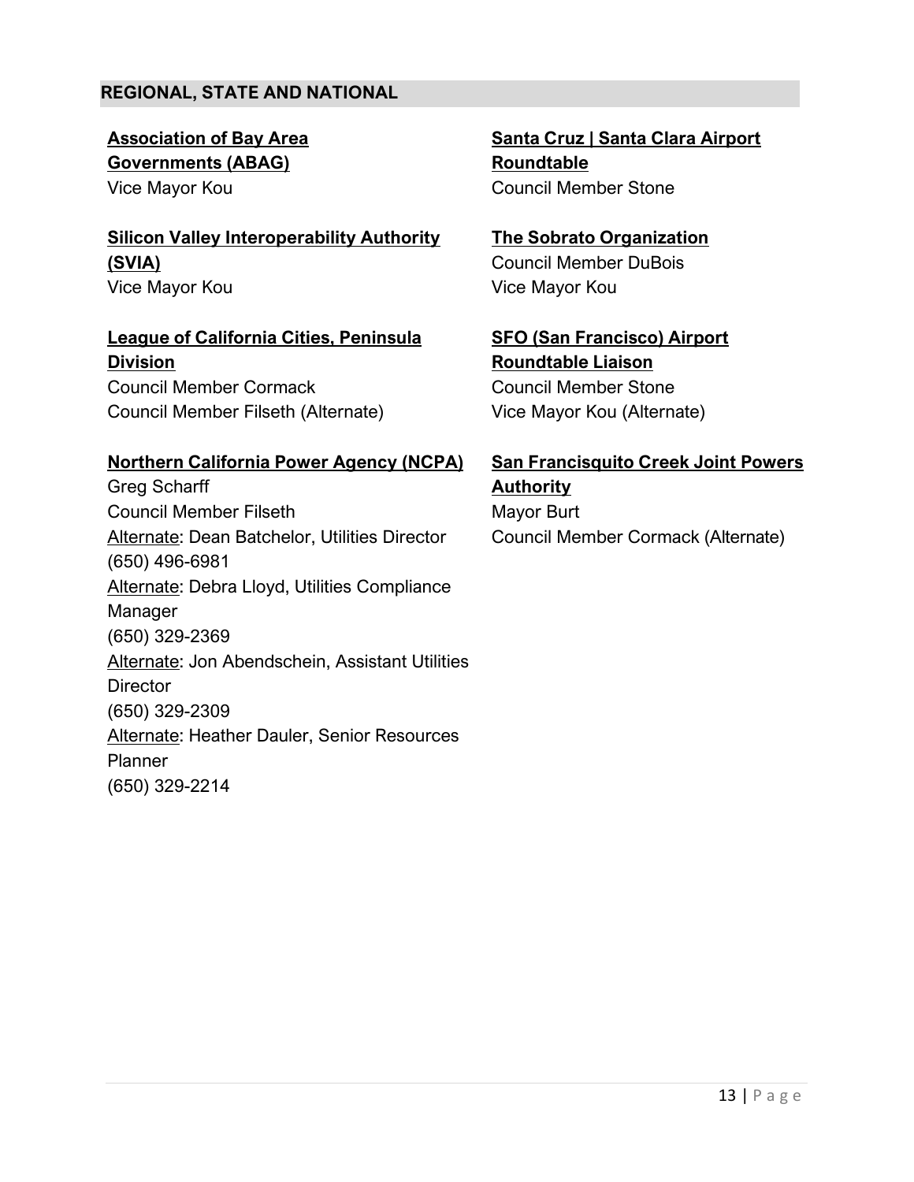## REGIONAL, STATE AND NATIONAL

**Association of Bay Area Governments (ABAG)**
Vice Mayor Kou

**Silicon Valley Interoperability Authority (SVIA)**
Vice Mayor Kou

**League of California Cities, Peninsula Division**
Council Member Cormack
Council Member Filseth (Alternate)

**Northern California Power Agency (NCPA)**
Greg Scharff
Council Member Filseth
Alternate: Dean Batchelor, Utilities Director
(650) 496-6981
Alternate: Debra Lloyd, Utilities Compliance Manager
(650) 329-2369
Alternate: Jon Abendschein, Assistant Utilities Director
(650) 329-2309
Alternate: Heather Dauler, Senior Resources Planner
(650) 329-2214

**Santa Cruz | Santa Clara Airport Roundtable**
Council Member Stone

**The Sobrato Organization**
Council Member DuBois
Vice Mayor Kou

**SFO (San Francisco) Airport Roundtable Liaison**
Council Member Stone
Vice Mayor Kou (Alternate)

**San Francisquito Creek Joint Powers Authority**
Mayor Burt
Council Member Cormack (Alternate)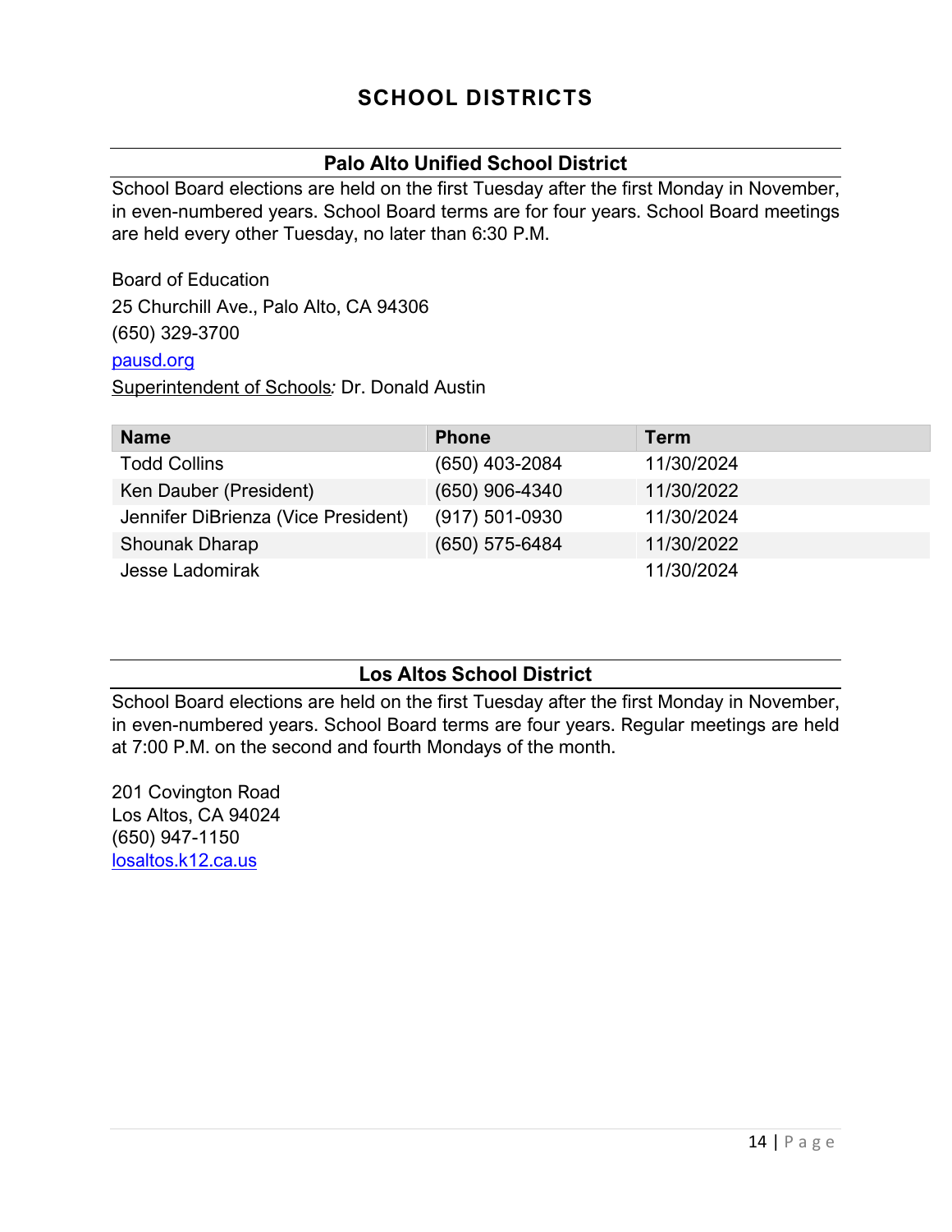# SCHOOL DISTRICTS

## Palo Alto Unified School District

School Board elections are held on the first Tuesday after the first Monday in November, in even-numbered years. School Board terms are for four years. School Board meetings are held every other Tuesday, no later than 6:30 P.M.

Board of Education
25 Churchill Ave., Palo Alto, CA 94306
(650) 329-3700
pausd.org
Superintendent of Schools: Dr. Donald Austin

| Name | Phone | Term |
|---|---|---|
| Todd Collins | (650) 403-2084 | 11/30/2024 |
| Ken Dauber (President) | (650) 906-4340 | 11/30/2022 |
| Jennifer DiBrienza (Vice President) | (917) 501-0930 | 11/30/2024 |
| Shounak Dharap | (650) 575-6484 | 11/30/2022 |
| Jesse Ladomirak | | 11/30/2024 |

## Los Altos School District

School Board elections are held on the first Tuesday after the first Monday in November, in even-numbered years. School Board terms are four years. Regular meetings are held at 7:00 P.M. on the second and fourth Mondays of the month.

201 Covington Road
Los Altos, CA 94024
(650) 947-1150
losaltos.k12.ca.us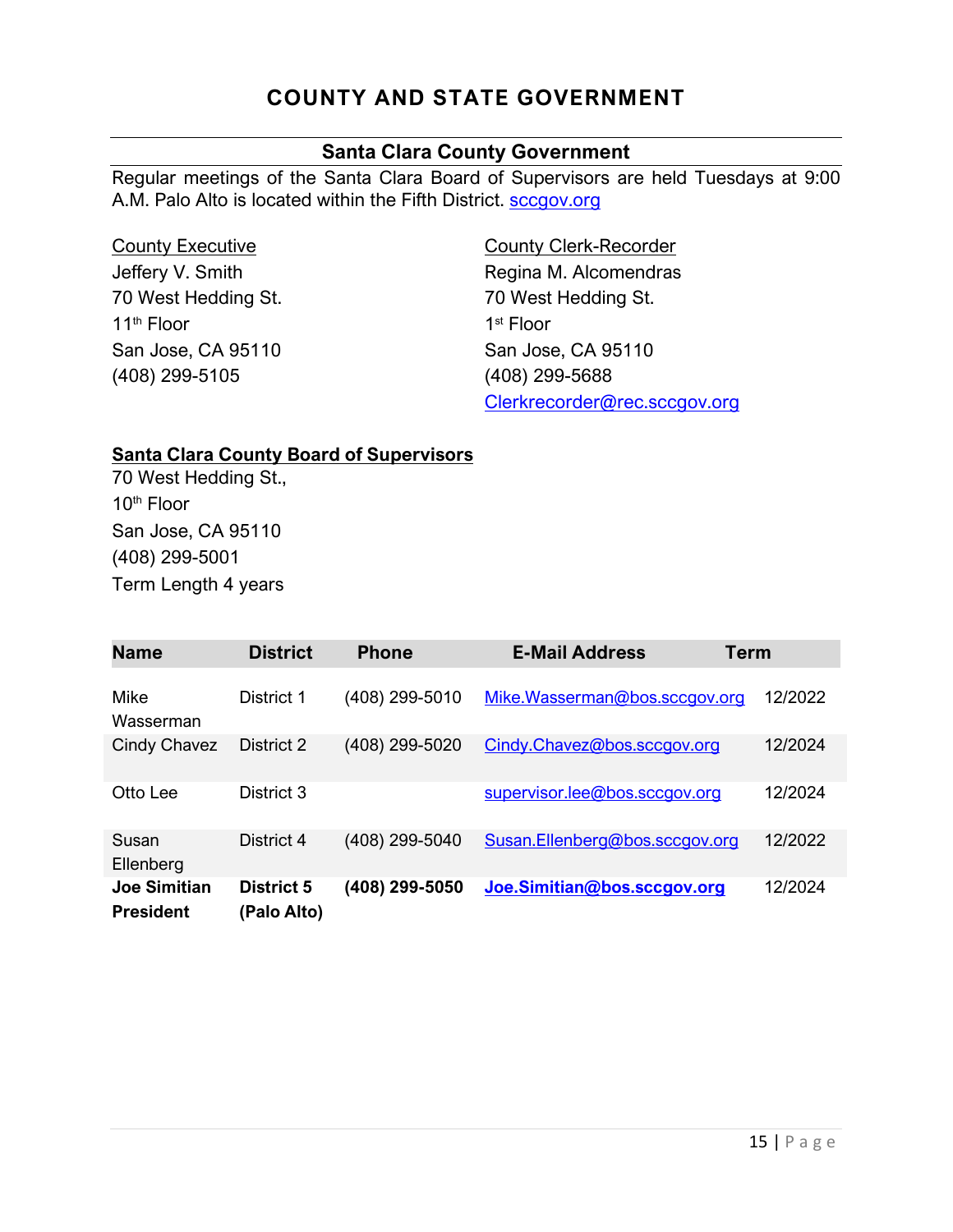# COUNTY AND STATE GOVERNMENT

## Santa Clara County Government

Regular meetings of the Santa Clara Board of Supervisors are held Tuesdays at 9:00 A.M. Palo Alto is located within the Fifth District. sccgov.org

County Executive
Jeffery V. Smith
70 West Hedding St.
11th Floor
San Jose, CA 95110
(408) 299-5105

County Clerk-Recorder
Regina M. Alcomendras
70 West Hedding St.
1st Floor
San Jose, CA 95110
(408) 299-5688
Clerkrecorder@rec.sccgov.org

**Santa Clara County Board of Supervisors**
70 West Hedding St.,
10th Floor
San Jose, CA 95110
(408) 299-5001
Term Length 4 years

| Name | District | Phone | E-Mail Address | Term |
|---|---|---|---|---|
| Mike Wasserman | District 1 | (408) 299-5010 | Mike.Wasserman@bos.sccgov.org | 12/2022 |
| Cindy Chavez | District 2 | (408) 299-5020 | Cindy.Chavez@bos.sccgov.org | 12/2024 |
| Otto Lee | District 3 | | supervisor.lee@bos.sccgov.org | 12/2024 |
| Susan Ellenberg | District 4 | (408) 299-5040 | Susan.Ellenberg@bos.sccgov.org | 12/2022 |
| **Joe Simitian President** | **District 5 (Palo Alto)** | **(408) 299-5050** | **Joe.Simitian@bos.sccgov.org** | 12/2024 |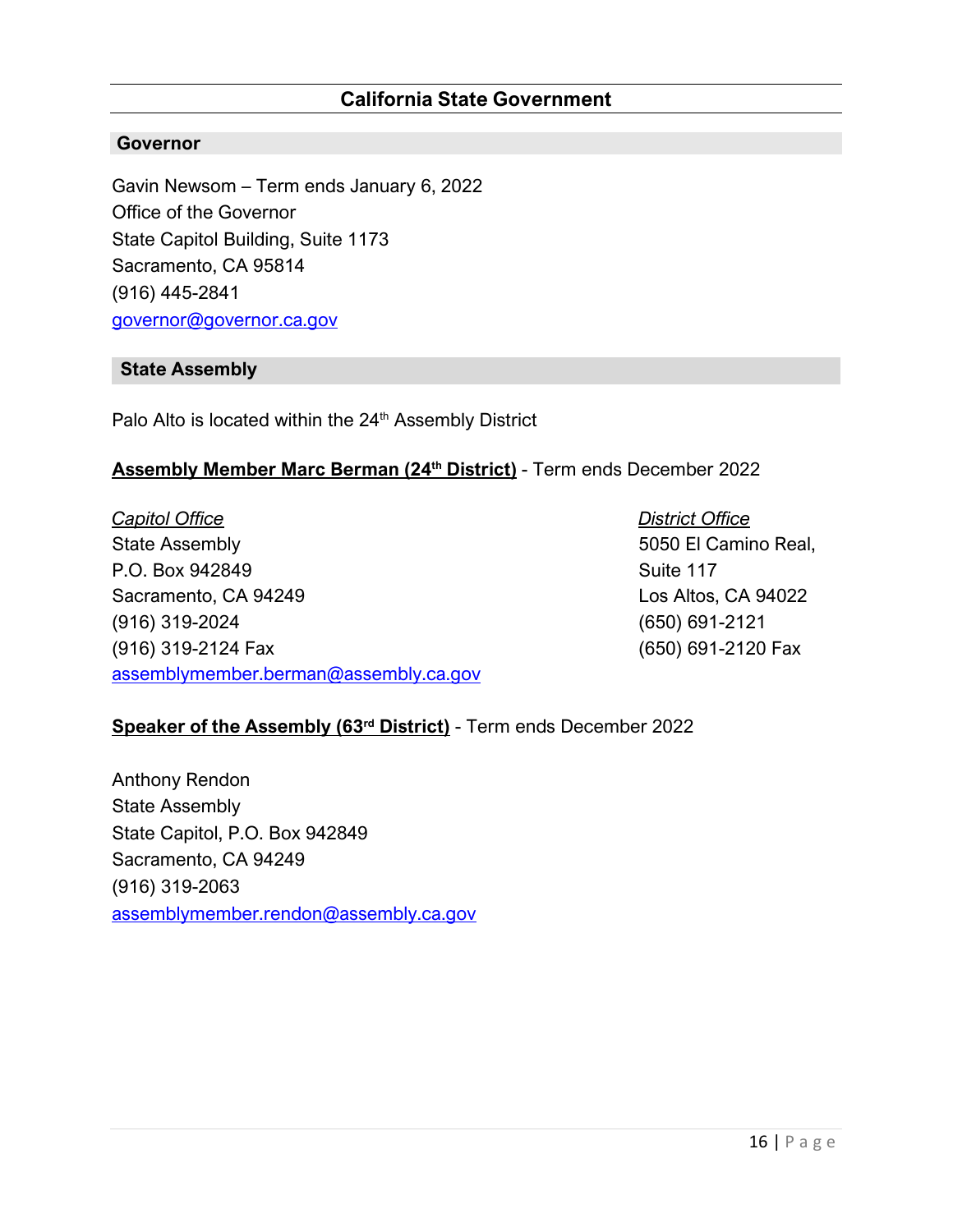## California State Government

### Governor

Gavin Newsom – Term ends January 6, 2022
Office of the Governor
State Capitol Building, Suite 1173
Sacramento, CA 95814
(916) 445-2841
governor@governor.ca.gov

### State Assembly

Palo Alto is located within the 24th Assembly District

**Assembly Member Marc Berman (24th District)** - Term ends December 2022

*Capitol Office*
State Assembly
P.O. Box 942849
Sacramento, CA 94249
(916) 319-2024
(916) 319-2124 Fax
assemblymember.berman@assembly.ca.gov

*District Office*
5050 El Camino Real,
Suite 117
Los Altos, CA 94022
(650) 691-2121
(650) 691-2120 Fax

**Speaker of the Assembly (63rd District)** - Term ends December 2022

Anthony Rendon
State Assembly
State Capitol, P.O. Box 942849
Sacramento, CA 94249
(916) 319-2063
assemblymember.rendon@assembly.ca.gov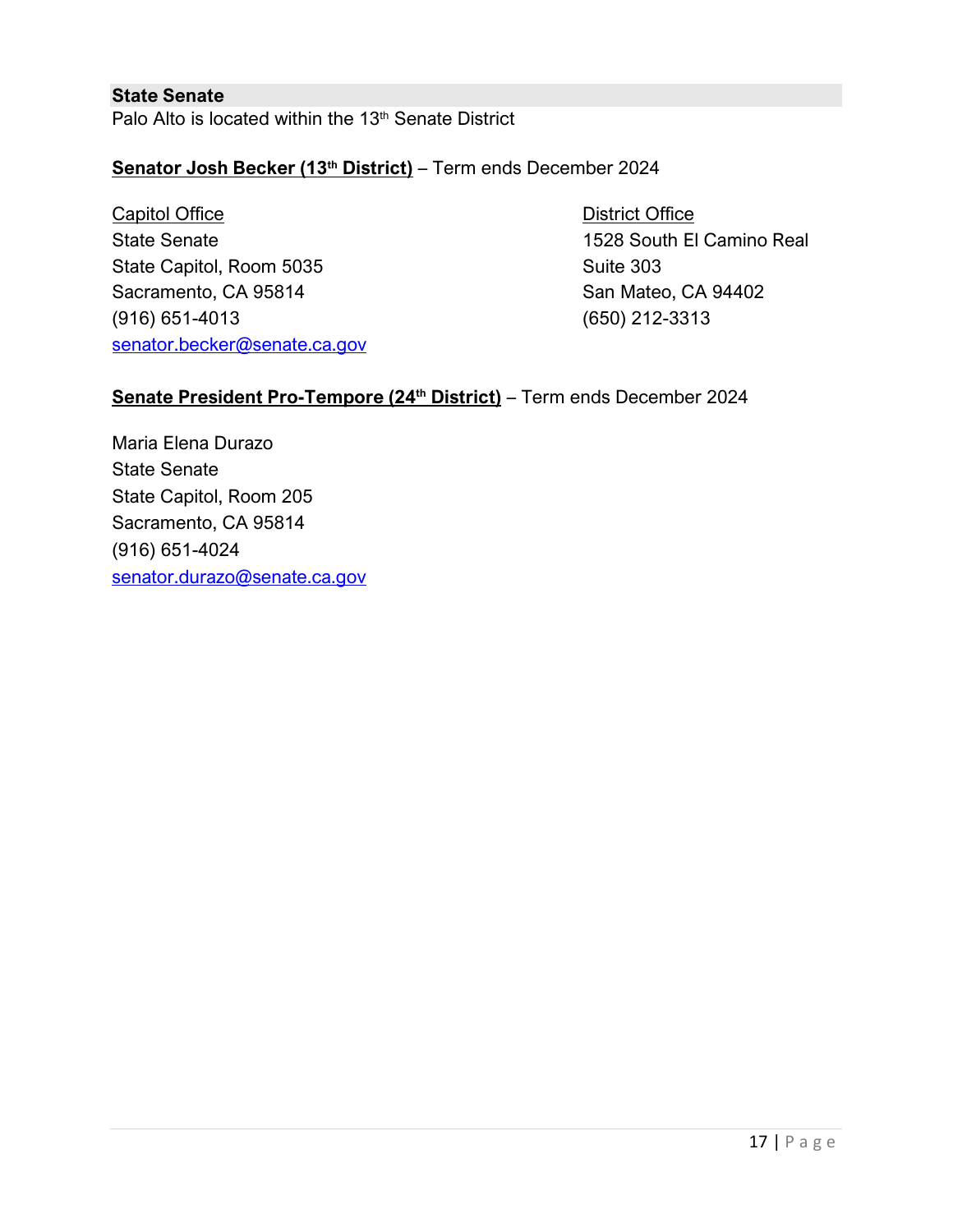## State Senate

Palo Alto is located within the 13th Senate District

**Senator Josh Becker (13th District)** – Term ends December 2024

Capitol Office
State Senate
State Capitol, Room 5035
Sacramento, CA 95814
(916) 651-4013
senator.becker@senate.ca.gov

District Office
1528 South El Camino Real
Suite 303
San Mateo, CA 94402
(650) 212-3313

**Senate President Pro-Tempore (24th District)** – Term ends December 2024

Maria Elena Durazo
State Senate
State Capitol, Room 205
Sacramento, CA 95814
(916) 651-4024
senator.durazo@senate.ca.gov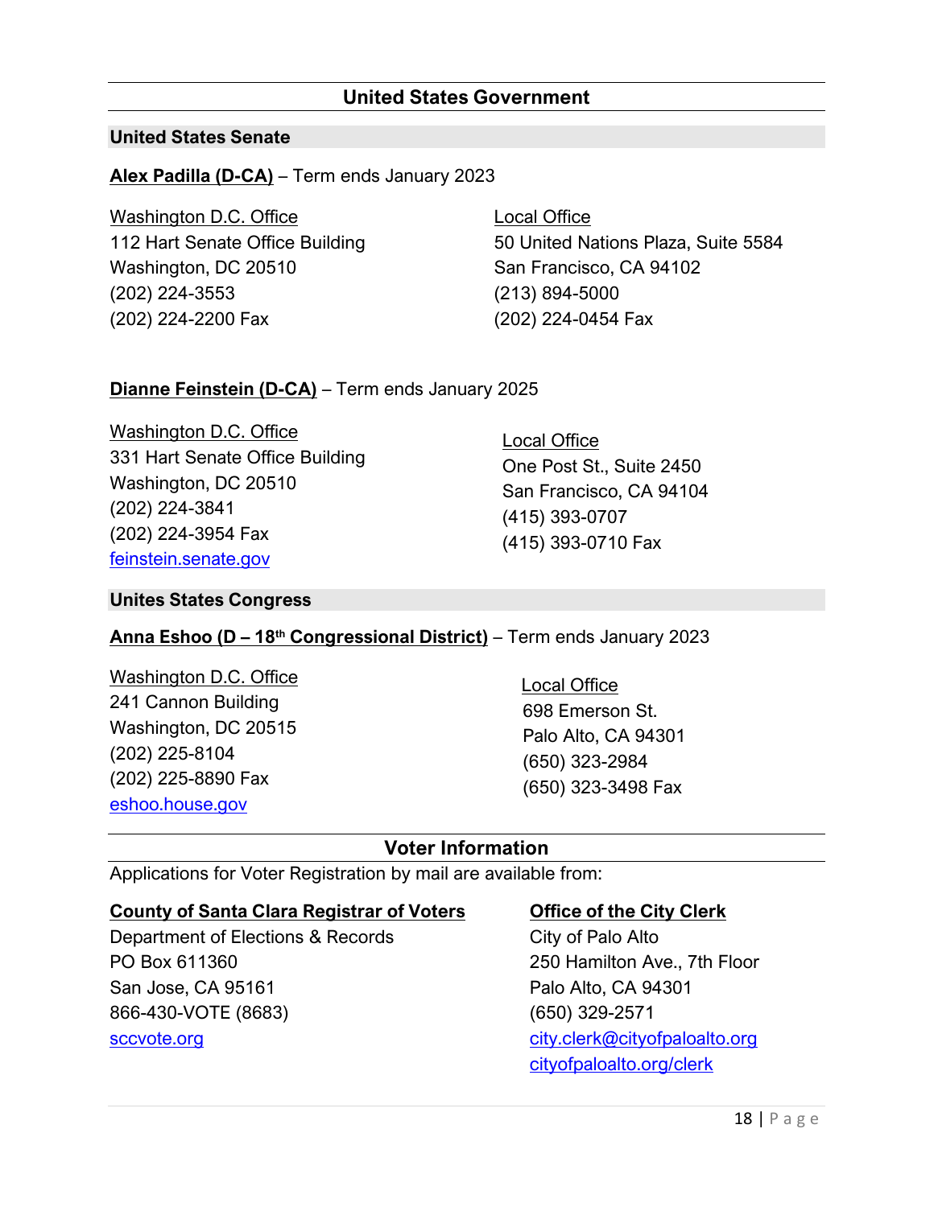## United States Government

### United States Senate

**Alex Padilla (D-CA)** – Term ends January 2023

Washington D.C. Office
112 Hart Senate Office Building
Washington, DC 20510
(202) 224-3553
(202) 224-2200 Fax

Local Office
50 United Nations Plaza, Suite 5584
San Francisco, CA 94102
(213) 894-5000
(202) 224-0454 Fax

**Dianne Feinstein (D-CA)** – Term ends January 2025

Washington D.C. Office
331 Hart Senate Office Building
Washington, DC 20510
(202) 224-3841
(202) 224-3954 Fax
feinstein.senate.gov

Local Office
One Post St., Suite 2450
San Francisco, CA 94104
(415) 393-0707
(415) 393-0710 Fax

### Unites States Congress

**Anna Eshoo (D – 18th Congressional District)** – Term ends January 2023

Washington D.C. Office
241 Cannon Building
Washington, DC 20515
(202) 225-8104
(202) 225-8890 Fax
eshoo.house.gov

Local Office
698 Emerson St.
Palo Alto, CA 94301
(650) 323-2984
(650) 323-3498 Fax

## Voter Information

Applications for Voter Registration by mail are available from:

**County of Santa Clara Registrar of Voters**
Department of Elections & Records
PO Box 611360
San Jose, CA 95161
866-430-VOTE (8683)
sccvote.org

**Office of the City Clerk**
City of Palo Alto
250 Hamilton Ave., 7th Floor
Palo Alto, CA 94301
(650) 329-2571
city.clerk@cityofpaloalto.org
cityofpaloalto.org/clerk